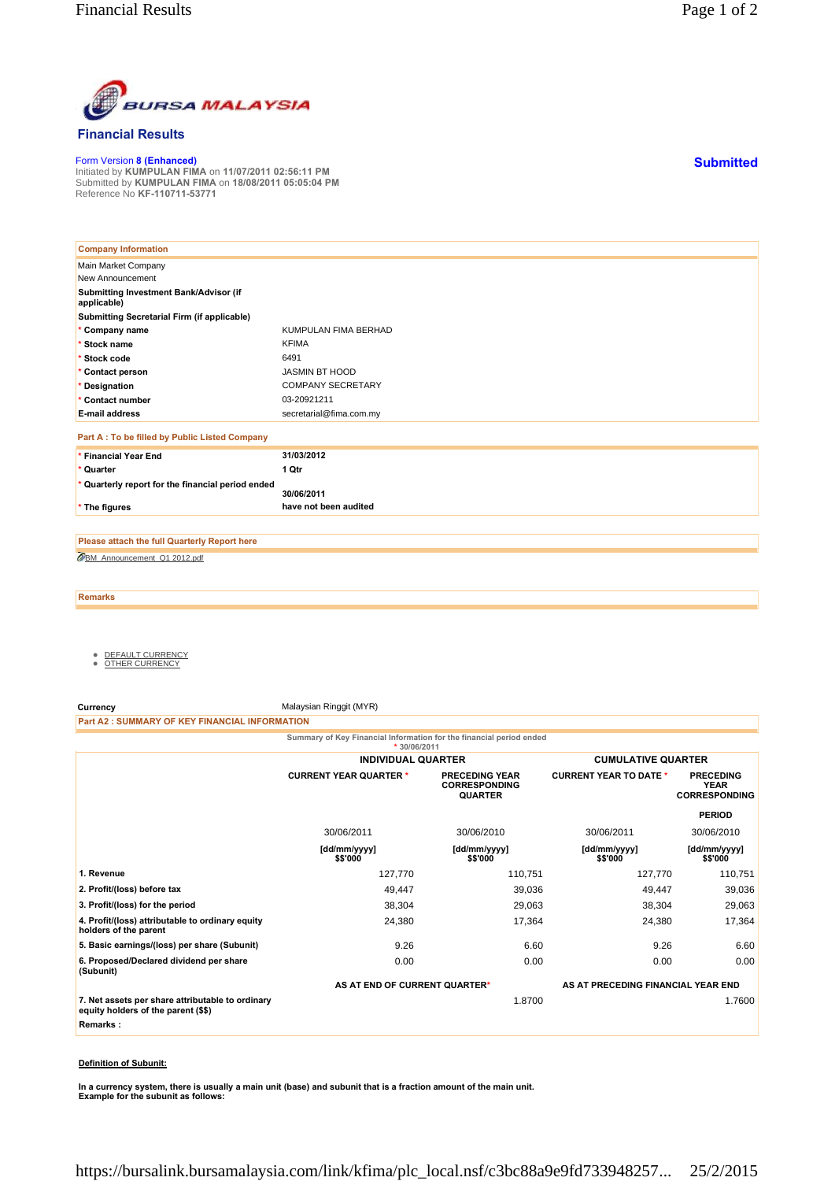BURSA MALAYSIA

## Financial Results

Form Version 8 (Enhanced)
Initiated by KUMPULAN FIMA on 11/07/2011 02:56:11 PM
Submitted by KUMPULAN FIMA on 18/08/2011 05:05:04 PM
Reference No KF-110711-53771

**Submitted**

| Company Information | |
|---|---|
| Main Market Company | |
| New Announcement | |
| **Submitting Investment Bank/Advisor (if applicable)** | |
| **Submitting Secretarial Firm (if applicable)** | |
| * **Company name** | KUMPULAN FIMA BERHAD |
| * **Stock name** | KFIMA |
| * **Stock code** | 6491 |
| * **Contact person** | JASMIN BT HOOD |
| * **Designation** | COMPANY SECRETARY |
| * **Contact number** | 03-20921211 |
| **E-mail address** | secretarial@fima.com.my |

**Part A : To be filled by Public Listed Company**

| | |
|---|---|
| * **Financial Year End** | **31/03/2012** |
| * **Quarter** | **1 Qtr** |
| * **Quarterly report for the financial period ended** | **30/06/2011** |
| * **The figures** | **have not been audited** |

**Please attach the full Quarterly Report here**

BM_Announcement_Q1 2012.pdf

**Remarks**

- DEFAULT CURRENCY
- OTHER CURRENCY

**Currency** Malaysian Ringgit (MYR)

**Part A2 : SUMMARY OF KEY FINANCIAL INFORMATION**

Summary of Key Financial Information for the financial period ended
* 30/06/2011

| | INDIVIDUAL QUARTER | | CUMULATIVE QUARTER | |
|---|---|---|---|---|
| | CURRENT YEAR QUARTER * | PRECEDING YEAR CORRESPONDING QUARTER | CURRENT YEAR TO DATE * | PRECEDING YEAR CORRESPONDING PERIOD |
| | 30/06/2011 | 30/06/2010 | 30/06/2011 | 30/06/2010 |
| | [dd/mm/yyyy] $$'000 | [dd/mm/yyyy] $$'000 | [dd/mm/yyyy] $$'000 | [dd/mm/yyyy] $$'000 |
| **1. Revenue** | 127,770 | 110,751 | 127,770 | 110,751 |
| **2. Profit/(loss) before tax** | 49,447 | 39,036 | 49,447 | 39,036 |
| **3. Profit/(loss) for the period** | 38,304 | 29,063 | 38,304 | 29,063 |
| **4. Profit/(loss) attributable to ordinary equity holders of the parent** | 24,380 | 17,364 | 24,380 | 17,364 |
| **5. Basic earnings/(loss) per share (Subunit)** | 9.26 | 6.60 | 9.26 | 6.60 |
| **6. Proposed/Declared dividend per share (Subunit)** | 0.00 | 0.00 | 0.00 | 0.00 |
| | AS AT END OF CURRENT QUARTER* | | AS AT PRECEDING FINANCIAL YEAR END | |
| **7. Net assets per share attributable to ordinary equity holders of the parent ($$)** | | 1.8700 | | 1.7600 |

**Remarks :**

**Definition of Subunit:**

**In a currency system, there is usually a main unit (base) and subunit that is a fraction amount of the main unit. Example for the subunit as follows:**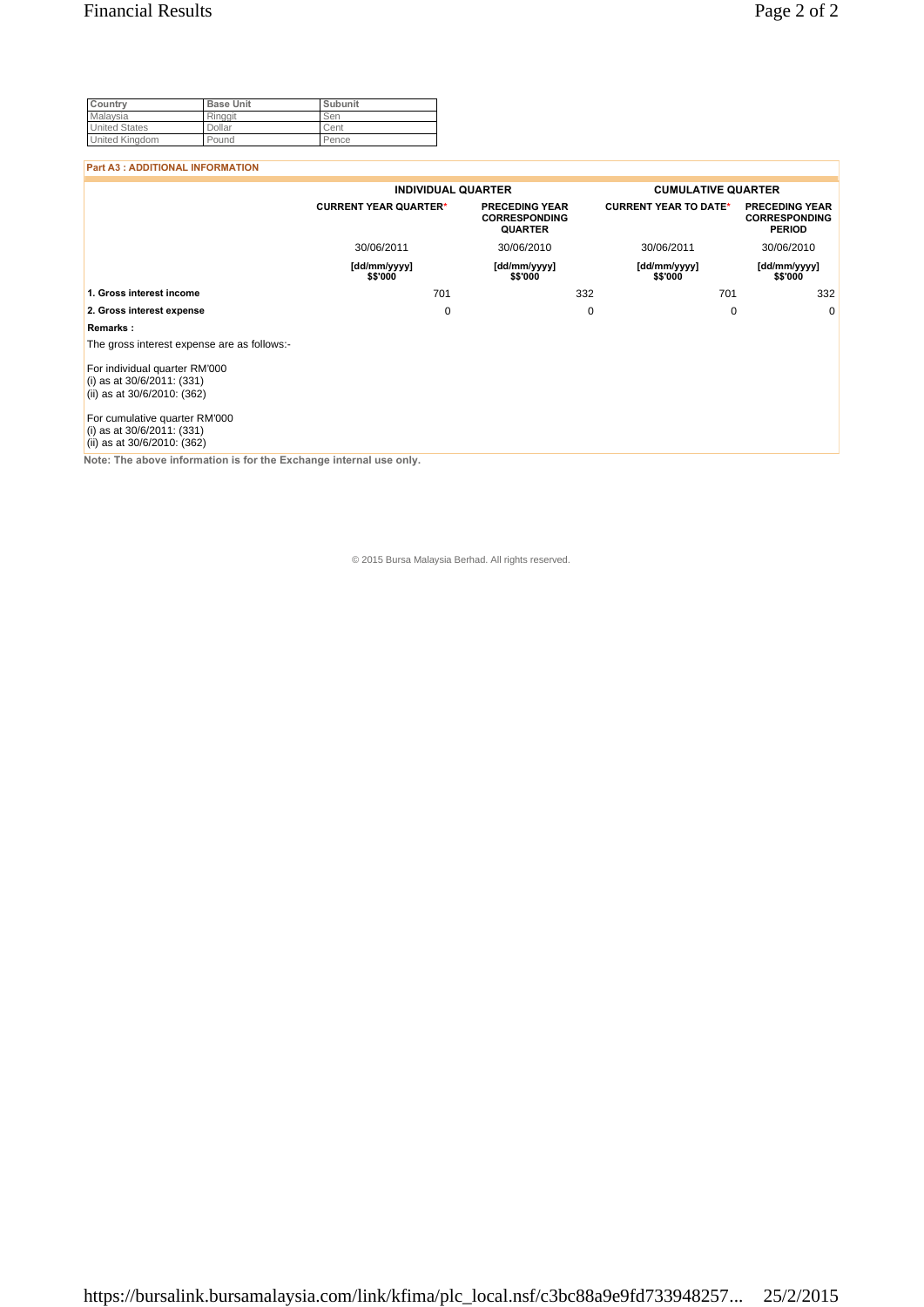| Country | Base Unit | Subunit |
|---|---|---|
| Malaysia | Ringgit | Sen |
| United States | Dollar | Cent |
| United Kingdom | Pound | Pence |

**Part A3 : ADDITIONAL INFORMATION**

| | INDIVIDUAL QUARTER | | CUMULATIVE QUARTER | |
|---|---|---|---|---|
| | CURRENT YEAR QUARTER* | PRECEDING YEAR CORRESPONDING QUARTER | CURRENT YEAR TO DATE* | PRECEDING YEAR CORRESPONDING PERIOD |
| | 30/06/2011 | 30/06/2010 | 30/06/2011 | 30/06/2010 |
| | [dd/mm/yyyy] $$'000 | [dd/mm/yyyy] $$'000 | [dd/mm/yyyy] $$'000 | [dd/mm/yyyy] $$'000 |
| **1. Gross interest income** | 701 | 332 | 701 | 332 |
| **2. Gross interest expense** | 0 | 0 | 0 | 0 |

**Remarks :**

The gross interest expense are as follows:-

For individual quarter RM'000
(i) as at 30/6/2011: (331)
(ii) as at 30/6/2010: (362)

For cumulative quarter RM'000
(i) as at 30/6/2011: (331)
(ii) as at 30/6/2010: (362)

**Note: The above information is for the Exchange internal use only.**

© 2015 Bursa Malaysia Berhad. All rights reserved.